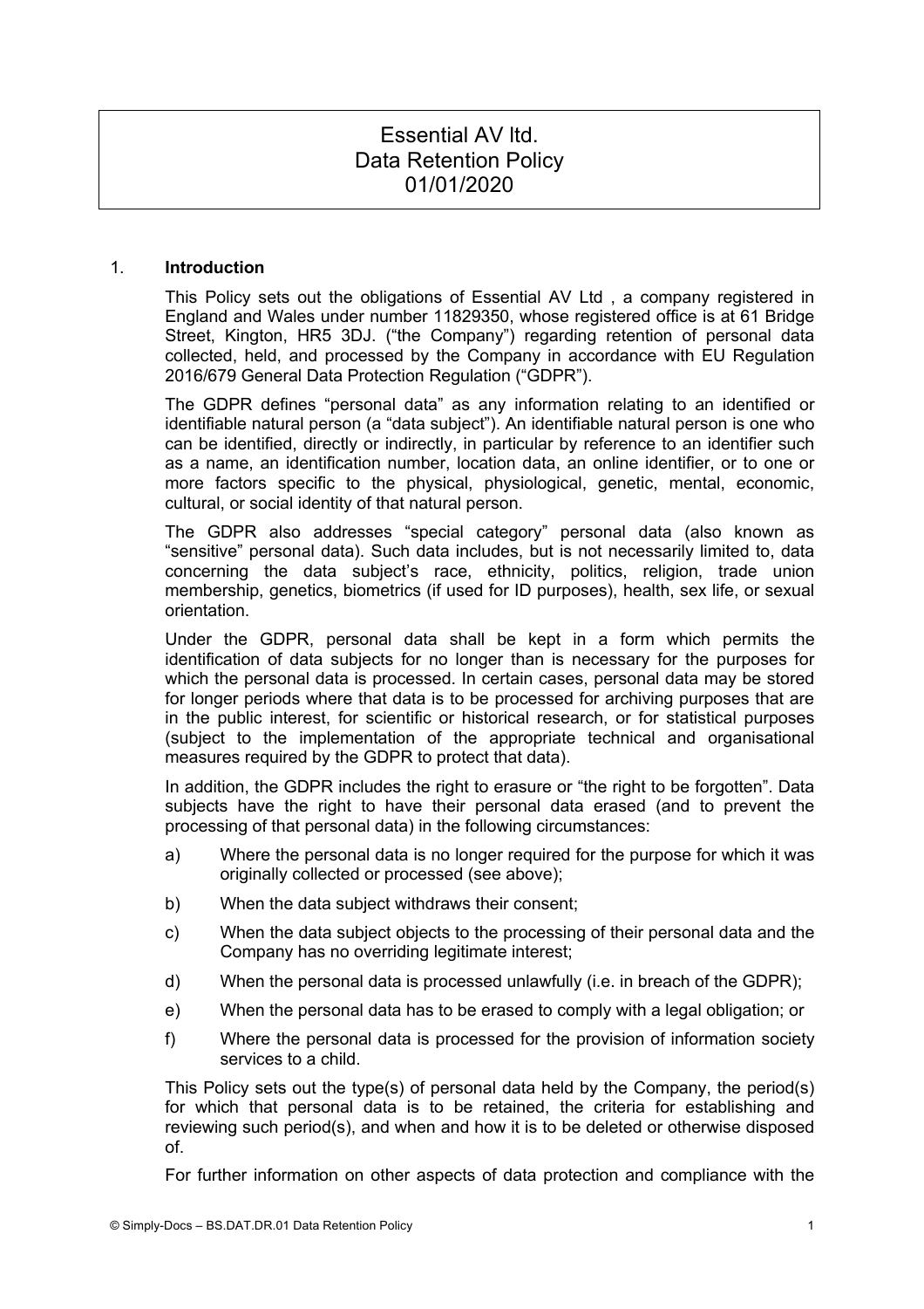# Essential AV ltd.
# Data Retention Policy
# 01/01/2020

## 1. Introduction

This Policy sets out the obligations of Essential AV Ltd , a company registered in England and Wales under number 11829350, whose registered office is at 61 Bridge Street, Kington, HR5 3DJ. ("the Company") regarding retention of personal data collected, held, and processed by the Company in accordance with EU Regulation 2016/679 General Data Protection Regulation ("GDPR").

The GDPR defines "personal data" as any information relating to an identified or identifiable natural person (a "data subject"). An identifiable natural person is one who can be identified, directly or indirectly, in particular by reference to an identifier such as a name, an identification number, location data, an online identifier, or to one or more factors specific to the physical, physiological, genetic, mental, economic, cultural, or social identity of that natural person.

The GDPR also addresses "special category" personal data (also known as "sensitive" personal data). Such data includes, but is not necessarily limited to, data concerning the data subject's race, ethnicity, politics, religion, trade union membership, genetics, biometrics (if used for ID purposes), health, sex life, or sexual orientation.

Under the GDPR, personal data shall be kept in a form which permits the identification of data subjects for no longer than is necessary for the purposes for which the personal data is processed. In certain cases, personal data may be stored for longer periods where that data is to be processed for archiving purposes that are in the public interest, for scientific or historical research, or for statistical purposes (subject to the implementation of the appropriate technical and organisational measures required by the GDPR to protect that data).

In addition, the GDPR includes the right to erasure or "the right to be forgotten". Data subjects have the right to have their personal data erased (and to prevent the processing of that personal data) in the following circumstances:

a) Where the personal data is no longer required for the purpose for which it was originally collected or processed (see above);

b) When the data subject withdraws their consent;

c) When the data subject objects to the processing of their personal data and the Company has no overriding legitimate interest;

d) When the personal data is processed unlawfully (i.e. in breach of the GDPR);

e) When the personal data has to be erased to comply with a legal obligation; or

f) Where the personal data is processed for the provision of information society services to a child.

This Policy sets out the type(s) of personal data held by the Company, the period(s) for which that personal data is to be retained, the criteria for establishing and reviewing such period(s), and when and how it is to be deleted or otherwise disposed of.

For further information on other aspects of data protection and compliance with the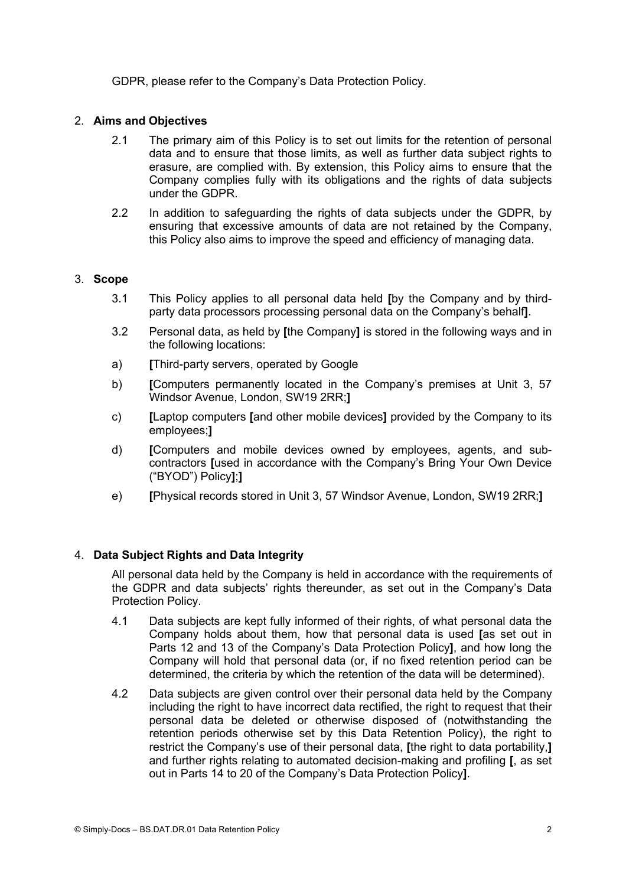GDPR, please refer to the Company's Data Protection Policy.

2. **Aims and Objectives**

    2.1 The primary aim of this Policy is to set out limits for the retention of personal data and to ensure that those limits, as well as further data subject rights to erasure, are complied with. By extension, this Policy aims to ensure that the Company complies fully with its obligations and the rights of data subjects under the GDPR.

    2.2 In addition to safeguarding the rights of data subjects under the GDPR, by ensuring that excessive amounts of data are not retained by the Company, this Policy also aims to improve the speed and efficiency of managing data.

3. **Scope**

    3.1 This Policy applies to all personal data held **[**by the Company and by third-party data processors processing personal data on the Company's behalf**]**.

    3.2 Personal data, as held by **[**the Company**]** is stored in the following ways and in the following locations:

    a) **[**Third-party servers, operated by Google

    b) **[**Computers permanently located in the Company's premises at Unit 3, 57 Windsor Avenue, London, SW19 2RR;**]**

    c) **[**Laptop computers **[**and other mobile devices**]** provided by the Company to its employees;**]**

    d) **[**Computers and mobile devices owned by employees, agents, and sub-contractors **[**used in accordance with the Company's Bring Your Own Device ("BYOD") Policy**]**;**]**

    e) **[**Physical records stored in Unit 3, 57 Windsor Avenue, London, SW19 2RR;**]**

4. **Data Subject Rights and Data Integrity**

    All personal data held by the Company is held in accordance with the requirements of the GDPR and data subjects' rights thereunder, as set out in the Company's Data Protection Policy.

    4.1 Data subjects are kept fully informed of their rights, of what personal data the Company holds about them, how that personal data is used **[**as set out in Parts 12 and 13 of the Company's Data Protection Policy**]**, and how long the Company will hold that personal data (or, if no fixed retention period can be determined, the criteria by which the retention of the data will be determined).

    4.2 Data subjects are given control over their personal data held by the Company including the right to have incorrect data rectified, the right to request that their personal data be deleted or otherwise disposed of (notwithstanding the retention periods otherwise set by this Data Retention Policy), the right to restrict the Company's use of their personal data, **[**the right to data portability,**]** and further rights relating to automated decision-making and profiling **[**, as set out in Parts 14 to 20 of the Company's Data Protection Policy**]**.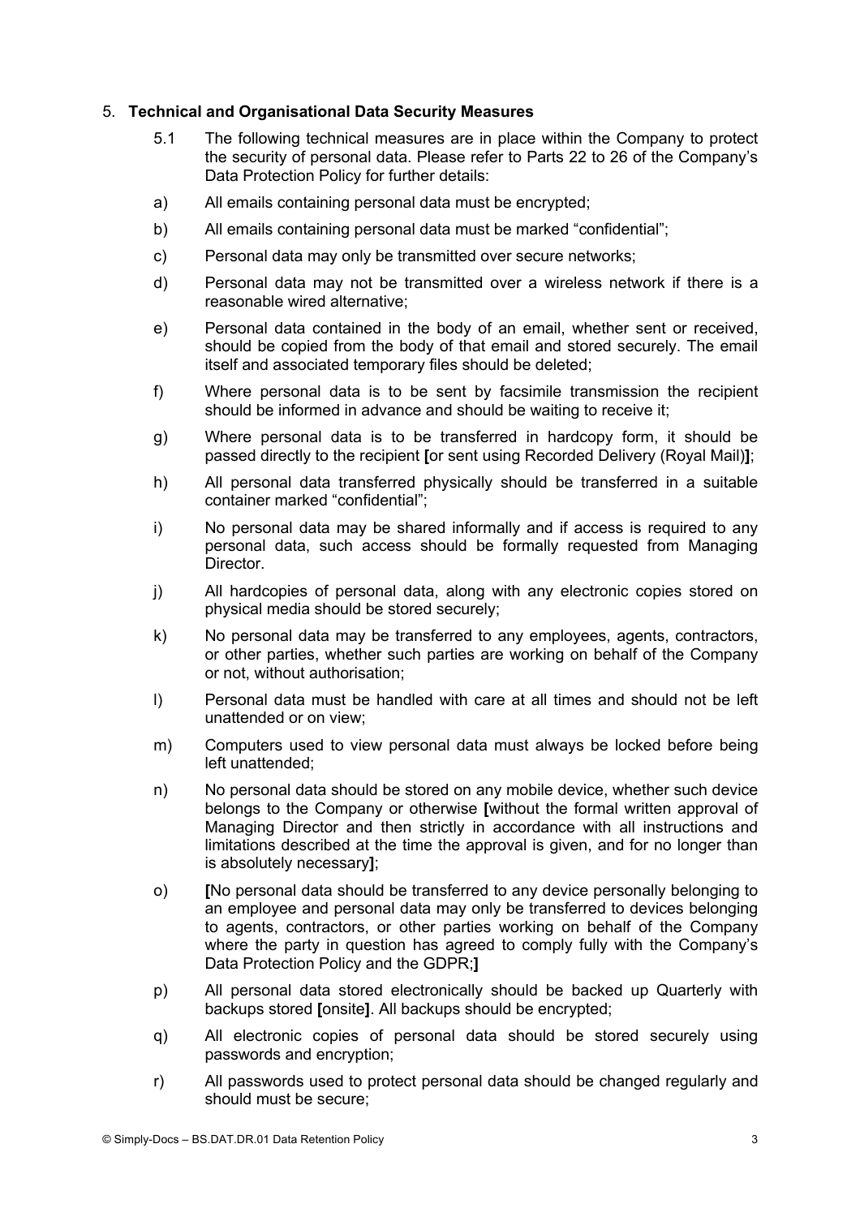## 5. **Technical and Organisational Data Security Measures**

5.1 The following technical measures are in place within the Company to protect the security of personal data. Please refer to Parts 22 to 26 of the Company's Data Protection Policy for further details:

a) All emails containing personal data must be encrypted;

b) All emails containing personal data must be marked "confidential";

c) Personal data may only be transmitted over secure networks;

d) Personal data may not be transmitted over a wireless network if there is a reasonable wired alternative;

e) Personal data contained in the body of an email, whether sent or received, should be copied from the body of that email and stored securely. The email itself and associated temporary files should be deleted;

f) Where personal data is to be sent by facsimile transmission the recipient should be informed in advance and should be waiting to receive it;

g) Where personal data is to be transferred in hardcopy form, it should be passed directly to the recipient **[**or sent using Recorded Delivery (Royal Mail)**]**;

h) All personal data transferred physically should be transferred in a suitable container marked "confidential";

i) No personal data may be shared informally and if access is required to any personal data, such access should be formally requested from Managing Director.

j) All hardcopies of personal data, along with any electronic copies stored on physical media should be stored securely;

k) No personal data may be transferred to any employees, agents, contractors, or other parties, whether such parties are working on behalf of the Company or not, without authorisation;

l) Personal data must be handled with care at all times and should not be left unattended or on view;

m) Computers used to view personal data must always be locked before being left unattended;

n) No personal data should be stored on any mobile device, whether such device belongs to the Company or otherwise **[**without the formal written approval of Managing Director and then strictly in accordance with all instructions and limitations described at the time the approval is given, and for no longer than is absolutely necessary**]**;

o) **[**No personal data should be transferred to any device personally belonging to an employee and personal data may only be transferred to devices belonging to agents, contractors, or other parties working on behalf of the Company where the party in question has agreed to comply fully with the Company's Data Protection Policy and the GDPR;**]**

p) All personal data stored electronically should be backed up Quarterly with backups stored **[**onsite**]**. All backups should be encrypted;

q) All electronic copies of personal data should be stored securely using passwords and encryption;

r) All passwords used to protect personal data should be changed regularly and should must be secure;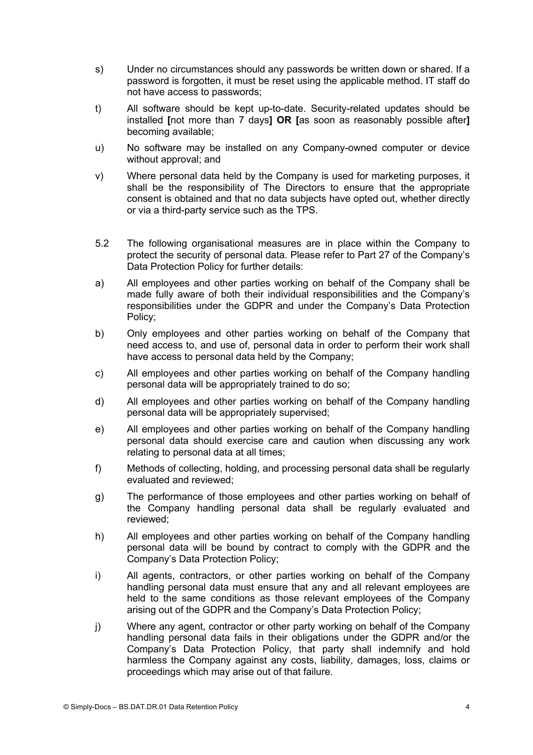s) Under no circumstances should any passwords be written down or shared. If a password is forgotten, it must be reset using the applicable method. IT staff do not have access to passwords;

t) All software should be kept up-to-date. Security-related updates should be installed **[**not more than 7 days**]** **OR** **[**as soon as reasonably possible after**]** becoming available;

u) No software may be installed on any Company-owned computer or device without approval; and

v) Where personal data held by the Company is used for marketing purposes, it shall be the responsibility of The Directors to ensure that the appropriate consent is obtained and that no data subjects have opted out, whether directly or via a third-party service such as the TPS.

5.2 The following organisational measures are in place within the Company to protect the security of personal data. Please refer to Part 27 of the Company's Data Protection Policy for further details:

a) All employees and other parties working on behalf of the Company shall be made fully aware of both their individual responsibilities and the Company's responsibilities under the GDPR and under the Company's Data Protection Policy;

b) Only employees and other parties working on behalf of the Company that need access to, and use of, personal data in order to perform their work shall have access to personal data held by the Company;

c) All employees and other parties working on behalf of the Company handling personal data will be appropriately trained to do so;

d) All employees and other parties working on behalf of the Company handling personal data will be appropriately supervised;

e) All employees and other parties working on behalf of the Company handling personal data should exercise care and caution when discussing any work relating to personal data at all times;

f) Methods of collecting, holding, and processing personal data shall be regularly evaluated and reviewed;

g) The performance of those employees and other parties working on behalf of the Company handling personal data shall be regularly evaluated and reviewed;

h) All employees and other parties working on behalf of the Company handling personal data will be bound by contract to comply with the GDPR and the Company's Data Protection Policy;

i) All agents, contractors, or other parties working on behalf of the Company handling personal data must ensure that any and all relevant employees are held to the same conditions as those relevant employees of the Company arising out of the GDPR and the Company's Data Protection Policy;

j) Where any agent, contractor or other party working on behalf of the Company handling personal data fails in their obligations under the GDPR and/or the Company's Data Protection Policy, that party shall indemnify and hold harmless the Company against any costs, liability, damages, loss, claims or proceedings which may arise out of that failure.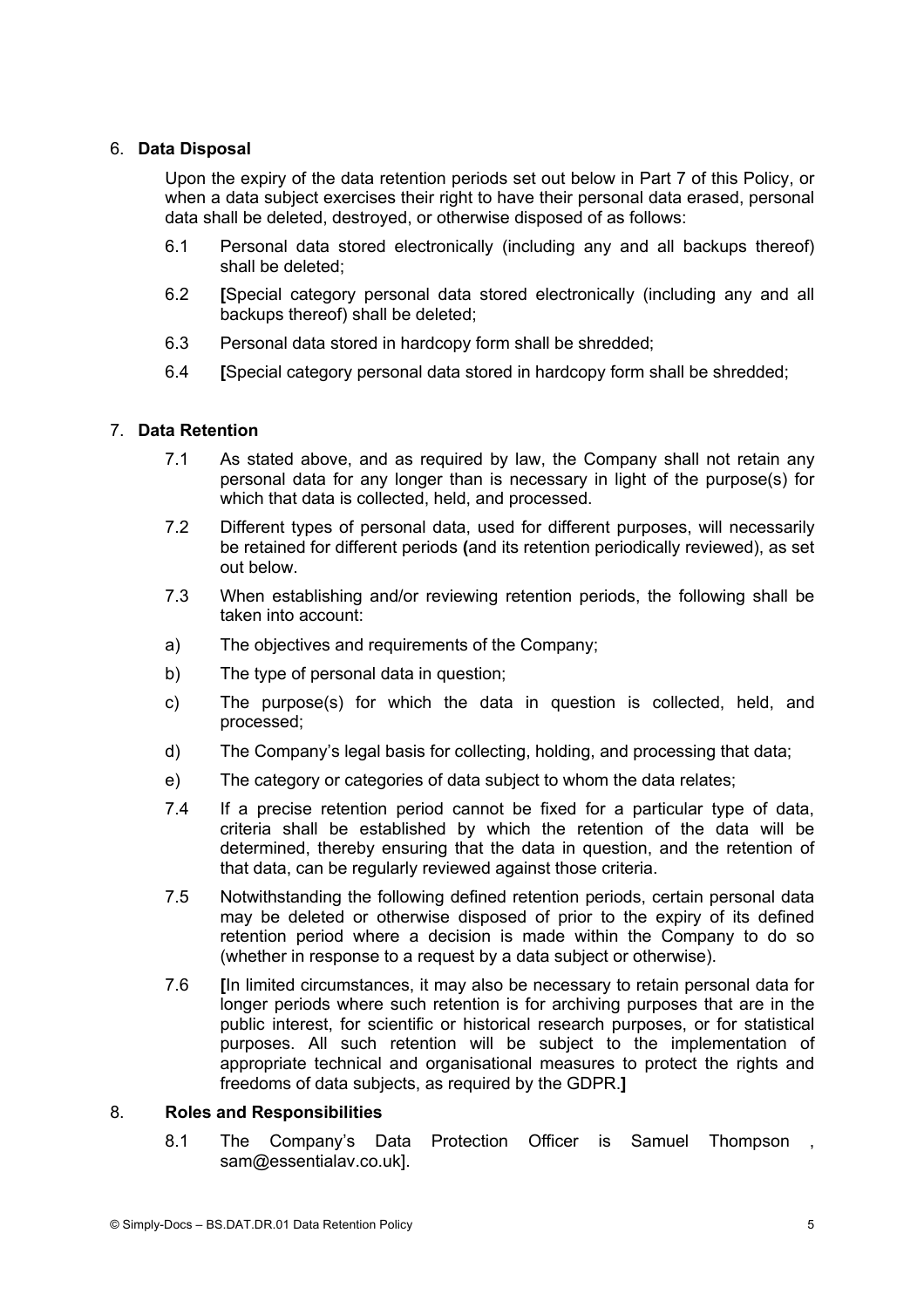## 6. **Data Disposal**

Upon the expiry of the data retention periods set out below in Part 7 of this Policy, or when a data subject exercises their right to have their personal data erased, personal data shall be deleted, destroyed, or otherwise disposed of as follows:

6.1 Personal data stored electronically (including any and all backups thereof) shall be deleted;

6.2 **[**Special category personal data stored electronically (including any and all backups thereof) shall be deleted;

6.3 Personal data stored in hardcopy form shall be shredded;

6.4 **[**Special category personal data stored in hardcopy form shall be shredded;

## 7. **Data Retention**

7.1 As stated above, and as required by law, the Company shall not retain any personal data for any longer than is necessary in light of the purpose(s) for which that data is collected, held, and processed.

7.2 Different types of personal data, used for different purposes, will necessarily be retained for different periods **(**and its retention periodically reviewed), as set out below.

7.3 When establishing and/or reviewing retention periods, the following shall be taken into account:

a) The objectives and requirements of the Company;

b) The type of personal data in question;

c) The purpose(s) for which the data in question is collected, held, and processed;

d) The Company's legal basis for collecting, holding, and processing that data;

e) The category or categories of data subject to whom the data relates;

7.4 If a precise retention period cannot be fixed for a particular type of data, criteria shall be established by which the retention of the data will be determined, thereby ensuring that the data in question, and the retention of that data, can be regularly reviewed against those criteria.

7.5 Notwithstanding the following defined retention periods, certain personal data may be deleted or otherwise disposed of prior to the expiry of its defined retention period where a decision is made within the Company to do so (whether in response to a request by a data subject or otherwise).

7.6 **[**In limited circumstances, it may also be necessary to retain personal data for longer periods where such retention is for archiving purposes that are in the public interest, for scientific or historical research purposes, or for statistical purposes. All such retention will be subject to the implementation of appropriate technical and organisational measures to protect the rights and freedoms of data subjects, as required by the GDPR.**]**

## 8. **Roles and Responsibilities**

8.1 The Company's Data Protection Officer is Samuel Thompson , sam@essentialav.co.uk].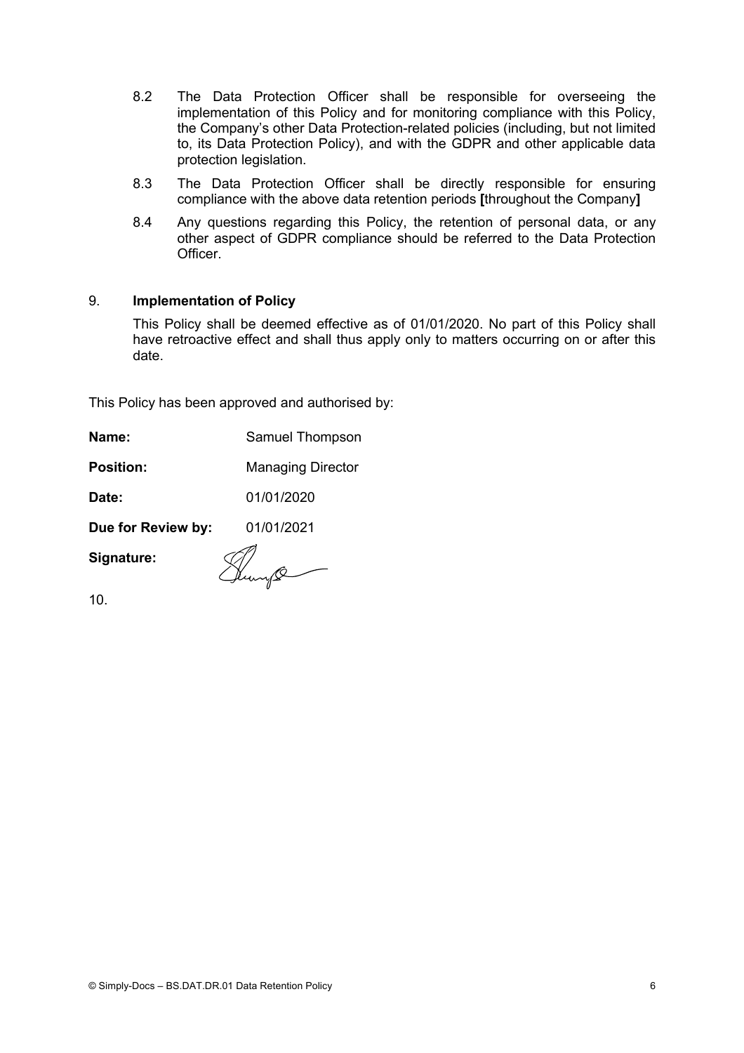8.2 The Data Protection Officer shall be responsible for overseeing the implementation of this Policy and for monitoring compliance with this Policy, the Company's other Data Protection-related policies (including, but not limited to, its Data Protection Policy), and with the GDPR and other applicable data protection legislation.

8.3 The Data Protection Officer shall be directly responsible for ensuring compliance with the above data retention periods **[**throughout the Company**]**

8.4 Any questions regarding this Policy, the retention of personal data, or any other aspect of GDPR compliance should be referred to the Data Protection Officer.

## 9. **Implementation of Policy**

This Policy shall be deemed effective as of 01/01/2020. No part of this Policy shall have retroactive effect and shall thus apply only to matters occurring on or after this date.

This Policy has been approved and authorised by:

**Name:** Samuel Thompson

**Position:** Managing Director

**Date:** 01/01/2020

**Due for Review by:** 01/01/2021

**Signature:**

10.